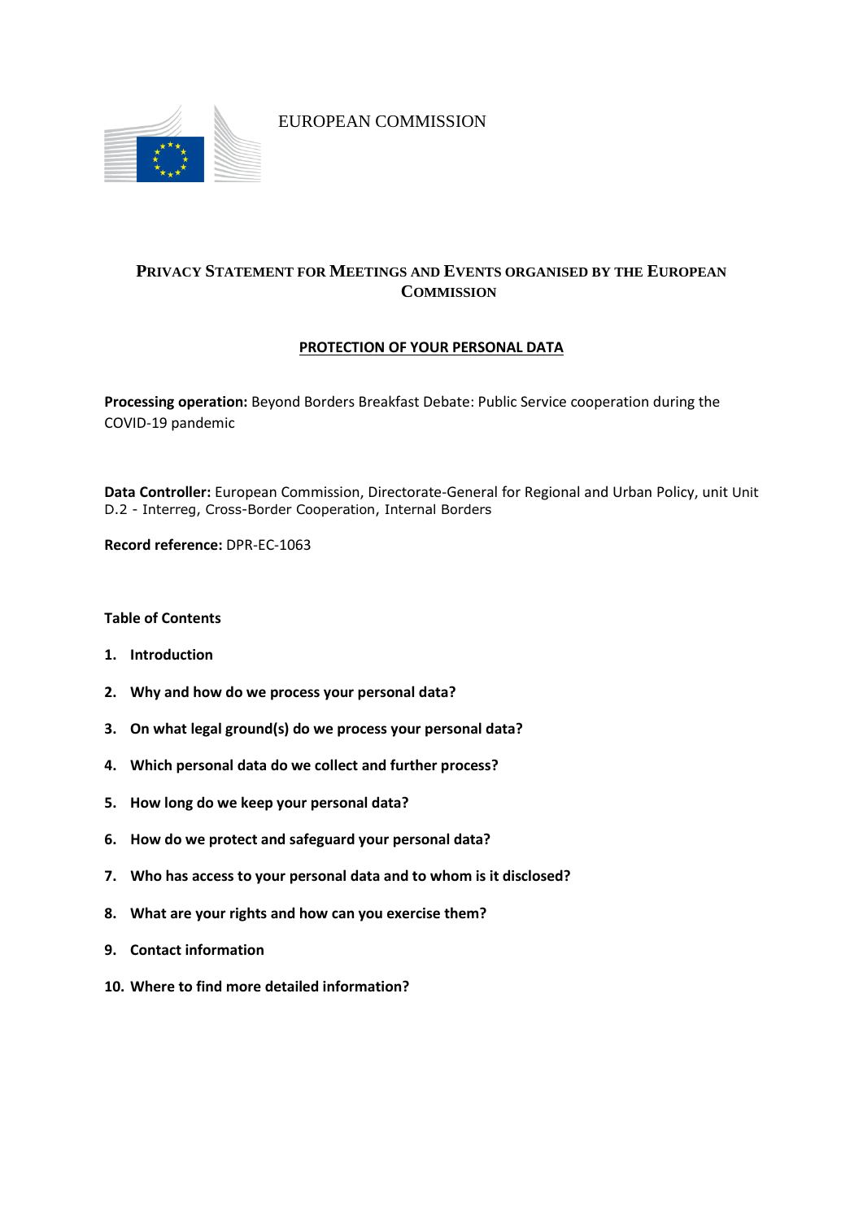EUROPEAN COMMISSION

# PRIVACY STATEMENT FOR MEETINGS AND EVENTS ORGANISED BY THE EUROPEAN COMMISSION

## PROTECTION OF YOUR PERSONAL DATA

**Processing operation:** Beyond Borders Breakfast Debate: Public Service cooperation during the COVID-19 pandemic

**Data Controller:** European Commission, Directorate-General for Regional and Urban Policy, unit Unit D.2 - Interreg, Cross-Border Cooperation, Internal Borders

**Record reference:** DPR-EC-1063

**Table of Contents**

1. **Introduction**
2. **Why and how do we process your personal data?**
3. **On what legal ground(s) do we process your personal data?**
4. **Which personal data do we collect and further process?**
5. **How long do we keep your personal data?**
6. **How do we protect and safeguard your personal data?**
7. **Who has access to your personal data and to whom is it disclosed?**
8. **What are your rights and how can you exercise them?**
9. **Contact information**
10. **Where to find more detailed information?**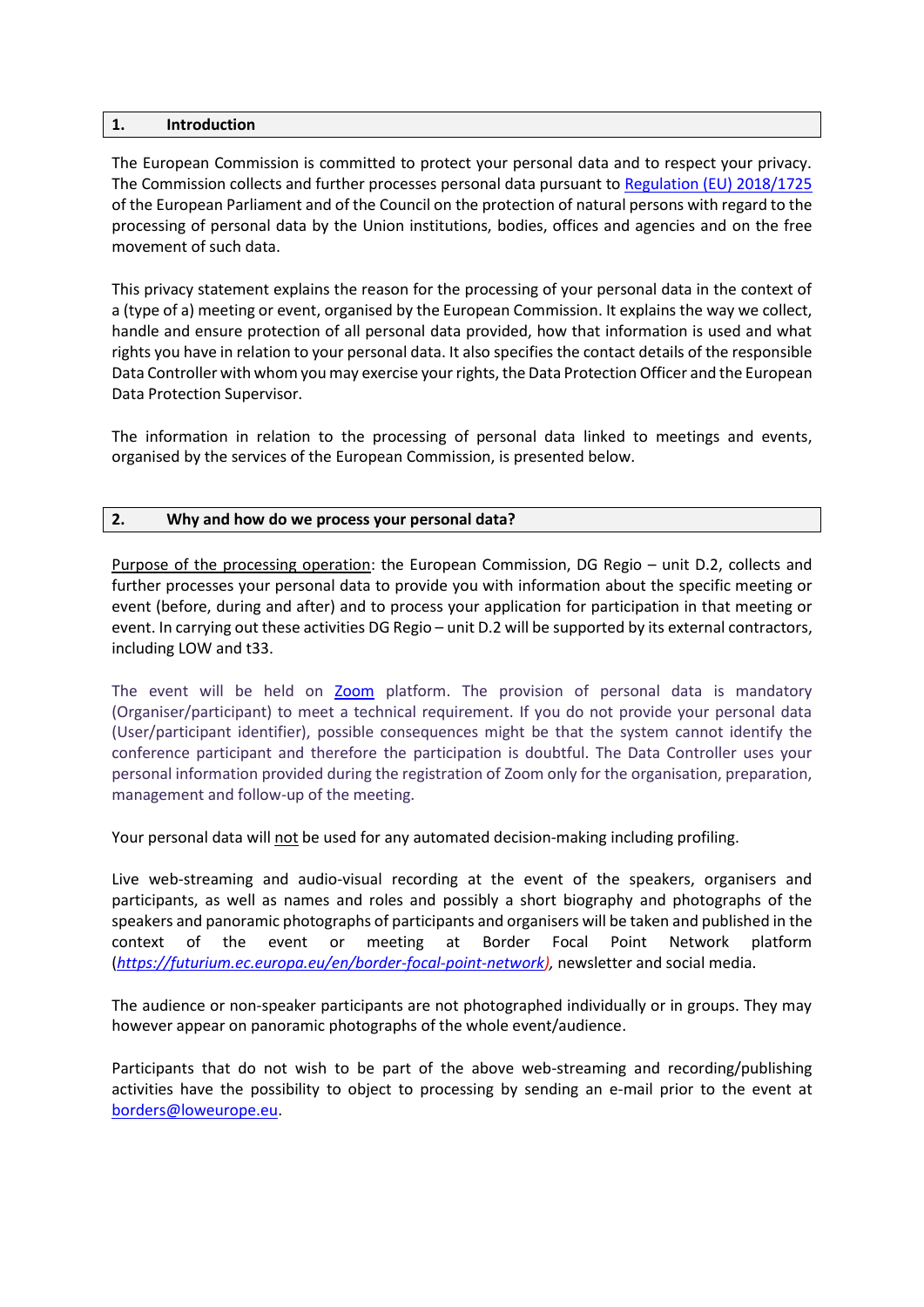## 1. Introduction

The European Commission is committed to protect your personal data and to respect your privacy. The Commission collects and further processes personal data pursuant to [Regulation (EU) 2018/1725](https://eur-lex.europa.eu/legal-content/EN/TXT/?uri=CELEX:32018R1725) of the European Parliament and of the Council on the protection of natural persons with regard to the processing of personal data by the Union institutions, bodies, offices and agencies and on the free movement of such data.

This privacy statement explains the reason for the processing of your personal data in the context of a (type of a) meeting or event, organised by the European Commission. It explains the way we collect, handle and ensure protection of all personal data provided, how that information is used and what rights you have in relation to your personal data. It also specifies the contact details of the responsible Data Controller with whom you may exercise your rights, the Data Protection Officer and the European Data Protection Supervisor.

The information in relation to the processing of personal data linked to meetings and events, organised by the services of the European Commission, is presented below.

## 2. Why and how do we process your personal data?

Purpose of the processing operation: the European Commission, DG Regio – unit D.2, collects and further processes your personal data to provide you with information about the specific meeting or event (before, during and after) and to process your application for participation in that meeting or event. In carrying out these activities DG Regio – unit D.2 will be supported by its external contractors, including LOW and t33.

The event will be held on Zoom platform. The provision of personal data is mandatory (Organiser/participant) to meet a technical requirement. If you do not provide your personal data (User/participant identifier), possible consequences might be that the system cannot identify the conference participant and therefore the participation is doubtful. The Data Controller uses your personal information provided during the registration of Zoom only for the organisation, preparation, management and follow-up of the meeting.

Your personal data will not be used for any automated decision-making including profiling.

Live web-streaming and audio-visual recording at the event of the speakers, organisers and participants, as well as names and roles and possibly a short biography and photographs of the speakers and panoramic photographs of participants and organisers will be taken and published in the context of the event or meeting at Border Focal Point Network platform (*https://futurium.ec.europa.eu/en/border-focal-point-network*), newsletter and social media.

The audience or non-speaker participants are not photographed individually or in groups. They may however appear on panoramic photographs of the whole event/audience.

Participants that do not wish to be part of the above web-streaming and recording/publishing activities have the possibility to object to processing by sending an e-mail prior to the event at borders@loweurope.eu.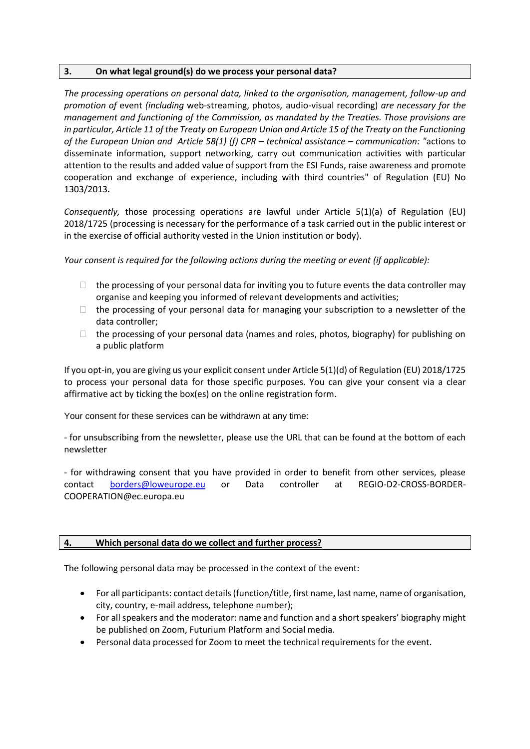## 3. On what legal ground(s) do we process your personal data?

*The processing operations on personal data, linked to the organisation, management, follow-up and promotion of* event *(including* web-streaming, photos, audio-visual recording) *are necessary for the management and functioning of the Commission, as mandated by the Treaties. Those provisions are in particular, Article 11 of the Treaty on European Union and Article 15 of the Treaty on the Functioning of the European Union and Article 58(1) (f) CPR – technical assistance – communication:* "actions to disseminate information, support networking, carry out communication activities with particular attention to the results and added value of support from the ESI Funds, raise awareness and promote cooperation and exchange of experience, including with third countries" of Regulation (EU) No 1303/2013***.***

*Consequently,* those processing operations are lawful under Article 5(1)(a) of Regulation (EU) 2018/1725 (processing is necessary for the performance of a task carried out in the public interest or in the exercise of official authority vested in the Union institution or body).

*Your consent is required for the following actions during the meeting or event (if applicable):*

- the processing of your personal data for inviting you to future events the data controller may organise and keeping you informed of relevant developments and activities;
- the processing of your personal data for managing your subscription to a newsletter of the data controller;
- the processing of your personal data (names and roles, photos, biography) for publishing on a public platform

If you opt-in, you are giving us your explicit consent under Article 5(1)(d) of Regulation (EU) 2018/1725 to process your personal data for those specific purposes. You can give your consent via a clear affirmative act by ticking the box(es) on the online registration form.

Your consent for these services can be withdrawn at any time:

- for unsubscribing from the newsletter, please use the URL that can be found at the bottom of each newsletter

- for withdrawing consent that you have provided in order to benefit from other services, please contact borders@loweurope.eu or Data controller at REGIO-D2-CROSS-BORDER-COOPERATION@ec.europa.eu

## 4. Which personal data do we collect and further process?

The following personal data may be processed in the context of the event:

- For all participants: contact details (function/title, first name, last name, name of organisation, city, country, e-mail address, telephone number);
- For all speakers and the moderator: name and function and a short speakers' biography might be published on Zoom, Futurium Platform and Social media.
- Personal data processed for Zoom to meet the technical requirements for the event.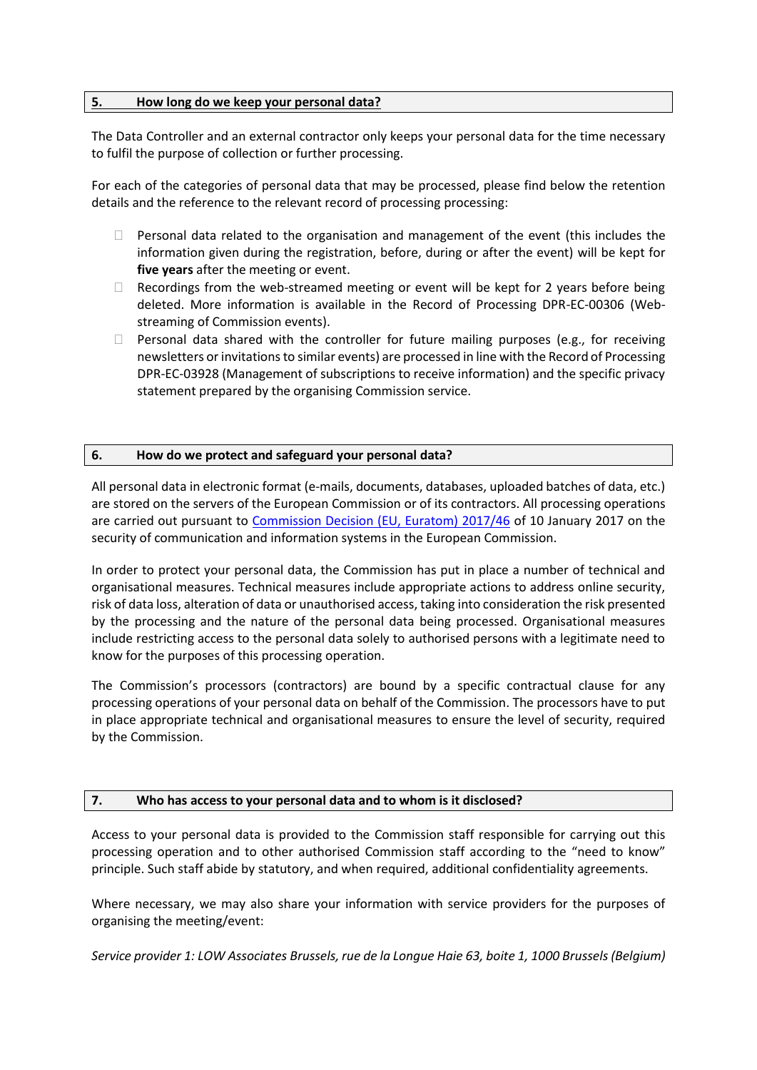## 5. How long do we keep your personal data?

The Data Controller and an external contractor only keeps your personal data for the time necessary to fulfil the purpose of collection or further processing.

For each of the categories of personal data that may be processed, please find below the retention details and the reference to the relevant record of processing processing:

- Personal data related to the organisation and management of the event (this includes the information given during the registration, before, during or after the event) will be kept for **five years** after the meeting or event.
- Recordings from the web-streamed meeting or event will be kept for 2 years before being deleted. More information is available in the Record of Processing DPR-EC-00306 (Web-streaming of Commission events).
- Personal data shared with the controller for future mailing purposes (e.g., for receiving newsletters or invitations to similar events) are processed in line with the Record of Processing DPR-EC-03928 (Management of subscriptions to receive information) and the specific privacy statement prepared by the organising Commission service.

## 6. How do we protect and safeguard your personal data?

All personal data in electronic format (e-mails, documents, databases, uploaded batches of data, etc.) are stored on the servers of the European Commission or of its contractors. All processing operations are carried out pursuant to Commission Decision (EU, Euratom) 2017/46 of 10 January 2017 on the security of communication and information systems in the European Commission.

In order to protect your personal data, the Commission has put in place a number of technical and organisational measures. Technical measures include appropriate actions to address online security, risk of data loss, alteration of data or unauthorised access, taking into consideration the risk presented by the processing and the nature of the personal data being processed. Organisational measures include restricting access to the personal data solely to authorised persons with a legitimate need to know for the purposes of this processing operation.

The Commission's processors (contractors) are bound by a specific contractual clause for any processing operations of your personal data on behalf of the Commission. The processors have to put in place appropriate technical and organisational measures to ensure the level of security, required by the Commission.

## 7. Who has access to your personal data and to whom is it disclosed?

Access to your personal data is provided to the Commission staff responsible for carrying out this processing operation and to other authorised Commission staff according to the "need to know" principle. Such staff abide by statutory, and when required, additional confidentiality agreements.

Where necessary, we may also share your information with service providers for the purposes of organising the meeting/event:

*Service provider 1: LOW Associates Brussels, rue de la Longue Haie 63, boite 1, 1000 Brussels (Belgium)*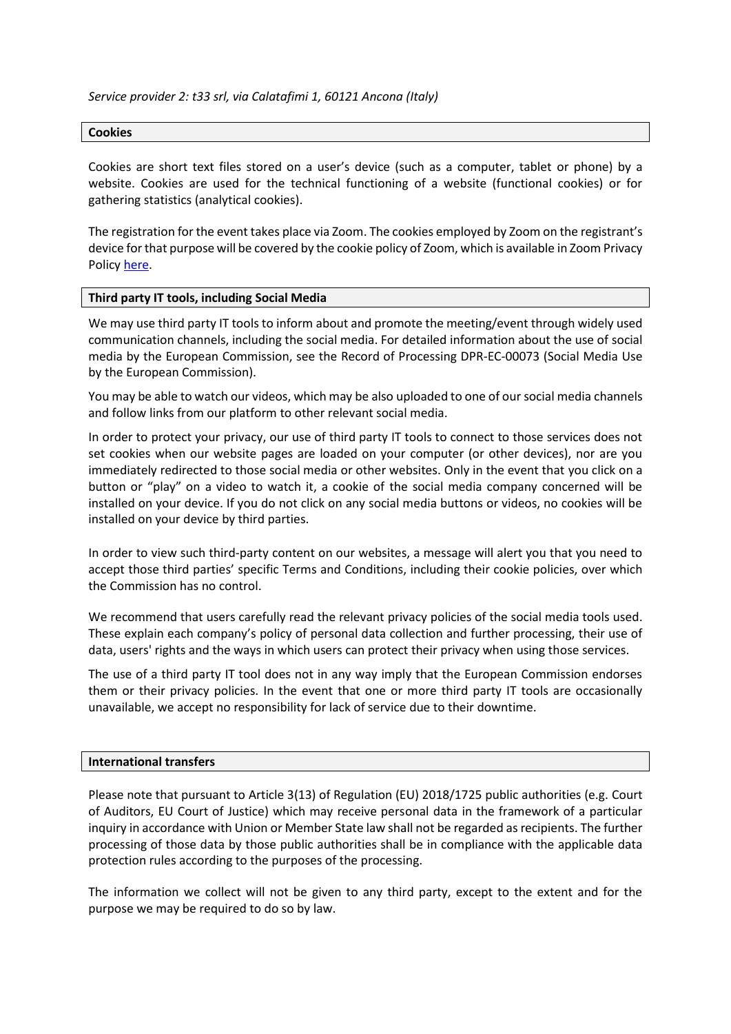*Service provider 2: t33 srl, via Calatafimi 1, 60121 Ancona (Italy)*

**Cookies**

Cookies are short text files stored on a user's device (such as a computer, tablet or phone) by a website. Cookies are used for the technical functioning of a website (functional cookies) or for gathering statistics (analytical cookies).

The registration for the event takes place via Zoom. The cookies employed by Zoom on the registrant's device for that purpose will be covered by the cookie policy of Zoom, which is available in Zoom Privacy Policy here.

**Third party IT tools, including Social Media**

We may use third party IT tools to inform about and promote the meeting/event through widely used communication channels, including the social media. For detailed information about the use of social media by the European Commission, see the Record of Processing DPR-EC-00073 (Social Media Use by the European Commission).

You may be able to watch our videos, which may be also uploaded to one of our social media channels and follow links from our platform to other relevant social media.

In order to protect your privacy, our use of third party IT tools to connect to those services does not set cookies when our website pages are loaded on your computer (or other devices), nor are you immediately redirected to those social media or other websites. Only in the event that you click on a button or "play" on a video to watch it, a cookie of the social media company concerned will be installed on your device. If you do not click on any social media buttons or videos, no cookies will be installed on your device by third parties.

In order to view such third-party content on our websites, a message will alert you that you need to accept those third parties' specific Terms and Conditions, including their cookie policies, over which the Commission has no control.

We recommend that users carefully read the relevant privacy policies of the social media tools used. These explain each company's policy of personal data collection and further processing, their use of data, users' rights and the ways in which users can protect their privacy when using those services.

The use of a third party IT tool does not in any way imply that the European Commission endorses them or their privacy policies. In the event that one or more third party IT tools are occasionally unavailable, we accept no responsibility for lack of service due to their downtime.

**International transfers**

Please note that pursuant to Article 3(13) of Regulation (EU) 2018/1725 public authorities (e.g. Court of Auditors, EU Court of Justice) which may receive personal data in the framework of a particular inquiry in accordance with Union or Member State law shall not be regarded as recipients. The further processing of those data by those public authorities shall be in compliance with the applicable data protection rules according to the purposes of the processing.

The information we collect will not be given to any third party, except to the extent and for the purpose we may be required to do so by law.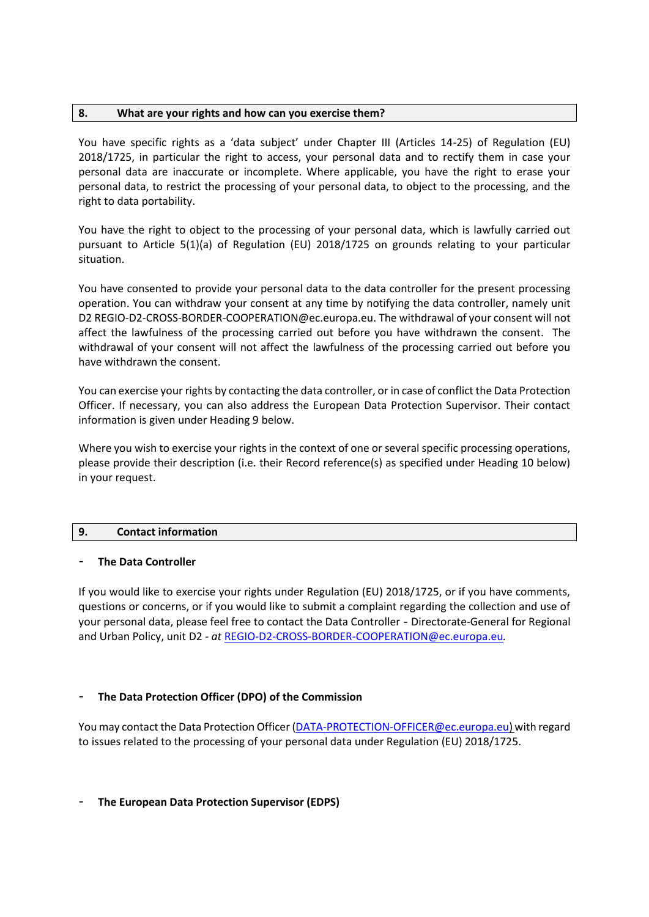## 8. What are your rights and how can you exercise them?

You have specific rights as a 'data subject' under Chapter III (Articles 14-25) of Regulation (EU) 2018/1725, in particular the right to access, your personal data and to rectify them in case your personal data are inaccurate or incomplete. Where applicable, you have the right to erase your personal data, to restrict the processing of your personal data, to object to the processing, and the right to data portability.

You have the right to object to the processing of your personal data, which is lawfully carried out pursuant to Article 5(1)(a) of Regulation (EU) 2018/1725 on grounds relating to your particular situation.

You have consented to provide your personal data to the data controller for the present processing operation. You can withdraw your consent at any time by notifying the data controller, namely unit D2 REGIO-D2-CROSS-BORDER-COOPERATION@ec.europa.eu. The withdrawal of your consent will not affect the lawfulness of the processing carried out before you have withdrawn the consent. The withdrawal of your consent will not affect the lawfulness of the processing carried out before you have withdrawn the consent.

You can exercise your rights by contacting the data controller, or in case of conflict the Data Protection Officer. If necessary, you can also address the European Data Protection Supervisor. Their contact information is given under Heading 9 below.

Where you wish to exercise your rights in the context of one or several specific processing operations, please provide their description (i.e. their Record reference(s) as specified under Heading 10 below) in your request.

## 9. Contact information

- **The Data Controller**

If you would like to exercise your rights under Regulation (EU) 2018/1725, or if you have comments, questions or concerns, or if you would like to submit a complaint regarding the collection and use of your personal data, please feel free to contact the Data Controller - Directorate-General for Regional and Urban Policy, unit D2 - *at* REGIO-D2-CROSS-BORDER-COOPERATION@ec.europa.eu.

- **The Data Protection Officer (DPO) of the Commission**

You may contact the Data Protection Officer (DATA-PROTECTION-OFFICER@ec.europa.eu) with regard to issues related to the processing of your personal data under Regulation (EU) 2018/1725.

- **The European Data Protection Supervisor (EDPS)**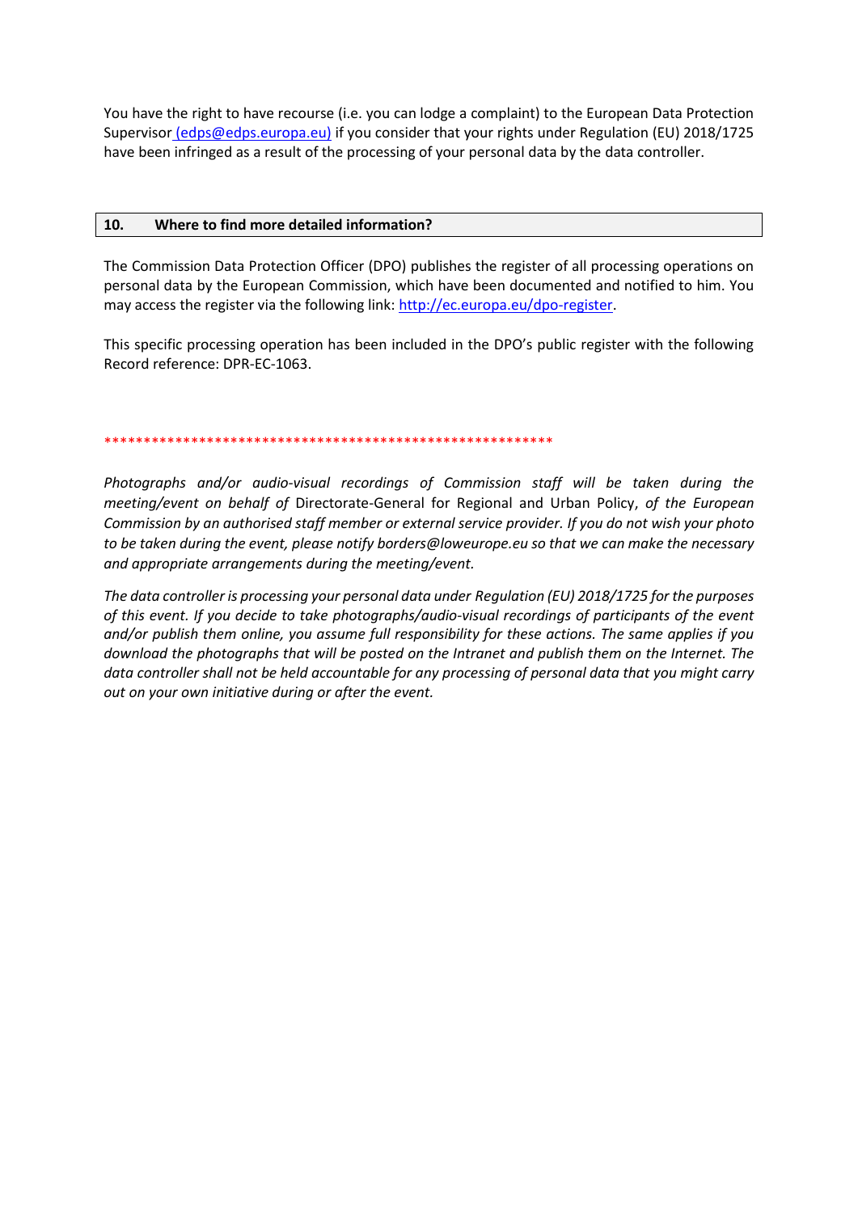You have the right to have recourse (i.e. you can lodge a complaint) to the European Data Protection Supervisor (edps@edps.europa.eu) if you consider that your rights under Regulation (EU) 2018/1725 have been infringed as a result of the processing of your personal data by the data controller.

## 10. Where to find more detailed information?

The Commission Data Protection Officer (DPO) publishes the register of all processing operations on personal data by the European Commission, which have been documented and notified to him. You may access the register via the following link: http://ec.europa.eu/dpo-register.

This specific processing operation has been included in the DPO's public register with the following Record reference: DPR-EC-1063.

*********************************************************

*Photographs and/or audio-visual recordings of Commission staff will be taken during the meeting/event on behalf of* Directorate-General for Regional and Urban Policy, *of the European Commission by an authorised staff member or external service provider. If you do not wish your photo to be taken during the event, please notify borders@loweurope.eu so that we can make the necessary and appropriate arrangements during the meeting/event.*

*The data controller is processing your personal data under Regulation (EU) 2018/1725 for the purposes of this event. If you decide to take photographs/audio-visual recordings of participants of the event and/or publish them online, you assume full responsibility for these actions. The same applies if you download the photographs that will be posted on the Intranet and publish them on the Internet. The data controller shall not be held accountable for any processing of personal data that you might carry out on your own initiative during or after the event.*